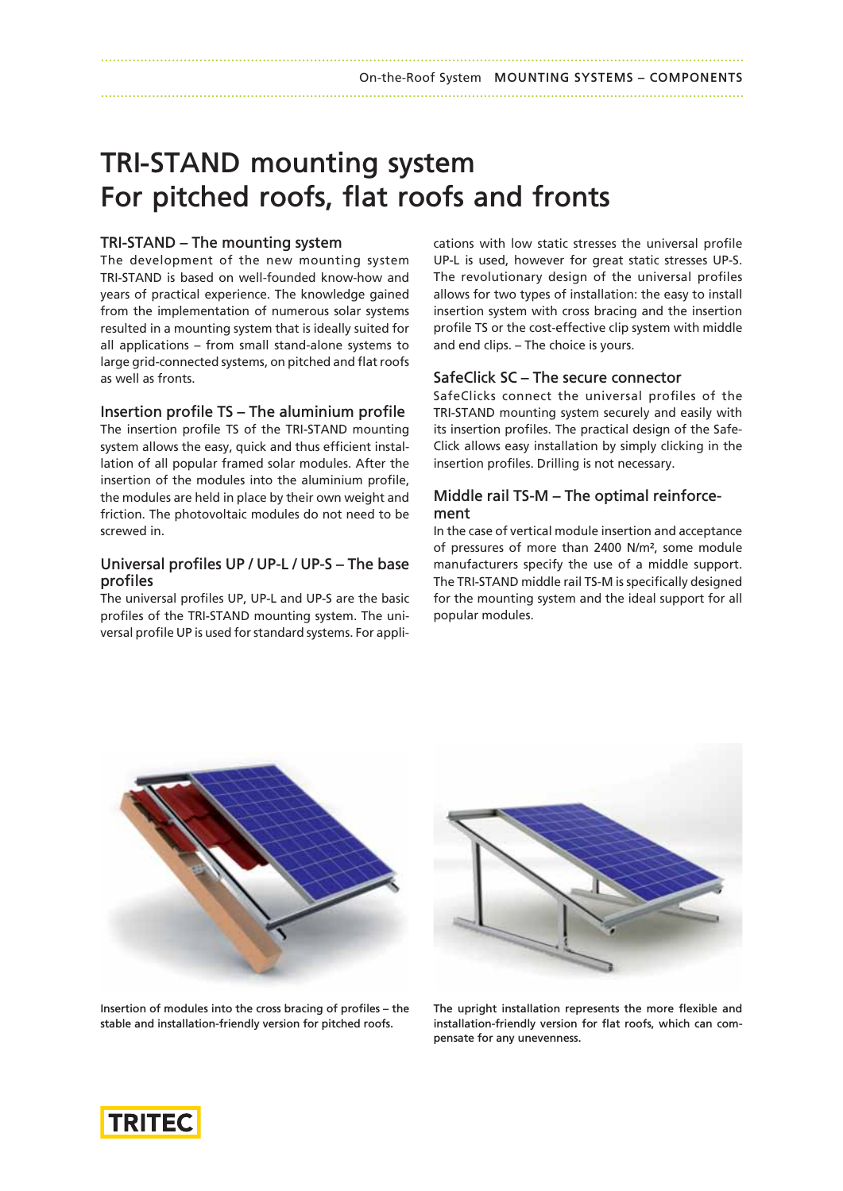# TRI-STAND mounting system
# For pitched roofs, flat roofs and fronts

## TRI-STAND – The mounting system

The development of the new mounting system TRI-STAND is based on well-founded know-how and years of practical experience. The knowledge gained from the implementation of numerous solar systems resulted in a mounting system that is ideally suited for all applications – from small stand-alone systems to large grid-connected systems, on pitched and flat roofs as well as fronts.

## Insertion profile TS – The aluminium profile

The insertion profile TS of the TRI-STAND mounting system allows the easy, quick and thus efficient installation of all popular framed solar modules. After the insertion of the modules into the aluminium profile, the modules are held in place by their own weight and friction. The photovoltaic modules do not need to be screwed in.

## Universal profiles UP / UP-L / UP-S – The base profiles

The universal profiles UP, UP-L and UP-S are the basic profiles of the TRI-STAND mounting system. The universal profile UP is used for standard systems. For applications with low static stresses the universal profile UP-L is used, however for great static stresses UP-S. The revolutionary design of the universal profiles allows for two types of installation: the easy to install insertion system with cross bracing and the insertion profile TS or the cost-effective clip system with middle and end clips. – The choice is yours.

## SafeClick SC – The secure connector

SafeClicks connect the universal profiles of the TRI-STAND mounting system securely and easily with its insertion profiles. The practical design of the SafeClick allows easy installation by simply clicking in the insertion profiles. Drilling is not necessary.

## Middle rail TS-M – The optimal reinforcement

In the case of vertical module insertion and acceptance of pressures of more than 2400 N/m², some module manufacturers specify the use of a middle support. The TRI-STAND middle rail TS-M is specifically designed for the mounting system and the ideal support for all popular modules.

Insertion of modules into the cross bracing of profiles – the stable and installation-friendly version for pitched roofs.

The upright installation represents the more flexible and installation-friendly version for flat roofs, which can compensate for any unevenness.

TRITEC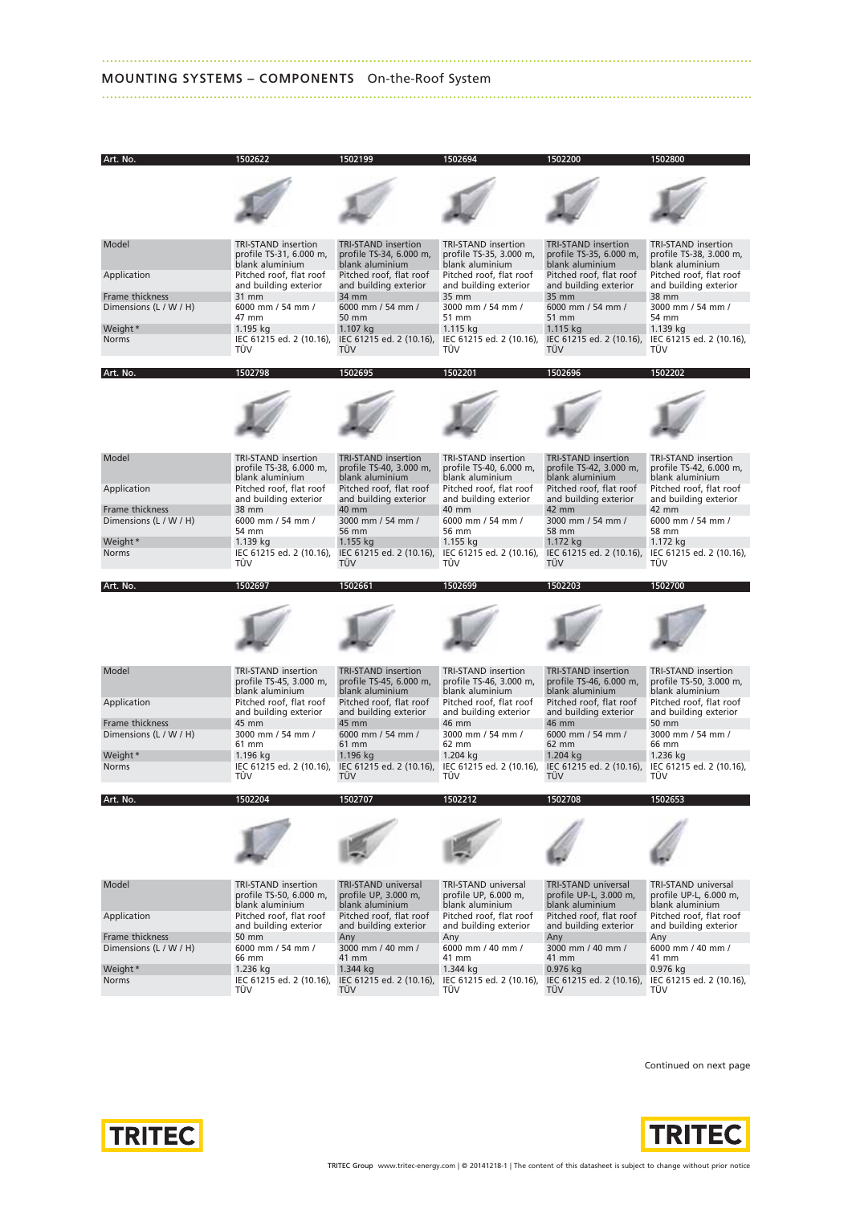## MOUNTING SYSTEMS – COMPONENTS On-the-Roof System

| Art. No. | 1502622 | 1502199 | 1502694 | 1502200 | 1502800 |
|---|---|---|---|---|---|
| Model | TRI-STAND insertion profile TS-31, 6.000 m, blank aluminium | TRI-STAND insertion profile TS-34, 6.000 m, blank aluminium | TRI-STAND insertion profile TS-35, 3.000 m, blank aluminium | TRI-STAND insertion profile TS-35, 6.000 m, blank aluminium | TRI-STAND insertion profile TS-38, 3.000 m, blank aluminium |
| Application | Pitched roof, flat roof and building exterior | Pitched roof, flat roof and building exterior | Pitched roof, flat roof and building exterior | Pitched roof, flat roof and building exterior | Pitched roof, flat roof and building exterior |
| Frame thickness | 31 mm | 34 mm | 35 mm | 35 mm | 38 mm |
| Dimensions (L / W / H) | 6000 mm / 54 mm / 47 mm | 6000 mm / 54 mm / 50 mm | 3000 mm / 54 mm / 51 mm | 6000 mm / 54 mm / 51 mm | 3000 mm / 54 mm / 54 mm |
| Weight* | 1.195 kg | 1.107 kg | 1.115 kg | 1.115 kg | 1.139 kg |
| Norms | IEC 61215 ed. 2 (10.16), TÜV | IEC 61215 ed. 2 (10.16), TÜV | IEC 61215 ed. 2 (10.16), TÜV | IEC 61215 ed. 2 (10.16), TÜV | IEC 61215 ed. 2 (10.16), TÜV |

| Art. No. | 1502798 | 1502695 | 1502201 | 1502696 | 1502202 |
|---|---|---|---|---|---|
| Model | TRI-STAND insertion profile TS-38, 6.000 m, blank aluminium | TRI-STAND insertion profile TS-40, 3.000 m, blank aluminium | TRI-STAND insertion profile TS-40, 6.000 m, blank aluminium | TRI-STAND insertion profile TS-42, 3.000 m, blank aluminium | TRI-STAND insertion profile TS-42, 6.000 m, blank aluminium |
| Application | Pitched roof, flat roof and building exterior | Pitched roof, flat roof and building exterior | Pitched roof, flat roof and building exterior | Pitched roof, flat roof and building exterior | Pitched roof, flat roof and building exterior |
| Frame thickness | 38 mm | 40 mm | 40 mm | 42 mm | 42 mm |
| Dimensions (L / W / H) | 6000 mm / 54 mm / 54 mm | 3000 mm / 54 mm / 56 mm | 6000 mm / 54 mm / 56 mm | 3000 mm / 54 mm / 58 mm | 6000 mm / 54 mm / 58 mm |
| Weight* | 1.139 kg | 1.155 kg | 1.155 kg | 1.172 kg | 1.172 kg |
| Norms | IEC 61215 ed. 2 (10.16), TÜV | IEC 61215 ed. 2 (10.16), TÜV | IEC 61215 ed. 2 (10.16), TÜV | IEC 61215 ed. 2 (10.16), TÜV | IEC 61215 ed. 2 (10.16), TÜV |

| Art. No. | 1502697 | 1502661 | 1502699 | 1502203 | 1502700 |
|---|---|---|---|---|---|
| Model | TRI-STAND insertion profile TS-45, 3.000 m, blank aluminium | TRI-STAND insertion profile TS-45, 6.000 m, blank aluminium | TRI-STAND insertion profile TS-46, 3.000 m, blank aluminium | TRI-STAND insertion profile TS-46, 6.000 m, blank aluminium | TRI-STAND insertion profile TS-50, 3.000 m, blank aluminium |
| Application | Pitched roof, flat roof and building exterior | Pitched roof, flat roof and building exterior | Pitched roof, flat roof and building exterior | Pitched roof, flat roof and building exterior | Pitched roof, flat roof and building exterior |
| Frame thickness | 45 mm | 45 mm | 46 mm | 46 mm | 50 mm |
| Dimensions (L / W / H) | 3000 mm / 54 mm / 61 mm | 6000 mm / 54 mm / 61 mm | 3000 mm / 54 mm / 62 mm | 6000 mm / 54 mm / 62 mm | 3000 mm / 54 mm / 66 mm |
| Weight* | 1.196 kg | 1.196 kg | 1.204 kg | 1.204 kg | 1.236 kg |
| Norms | IEC 61215 ed. 2 (10.16), TÜV | IEC 61215 ed. 2 (10.16), TÜV | IEC 61215 ed. 2 (10.16), TÜV | IEC 61215 ed. 2 (10.16), TÜV | IEC 61215 ed. 2 (10.16), TÜV |

| Art. No. | 1502204 | 1502707 | 1502212 | 1502708 | 1502653 |
|---|---|---|---|---|---|
| Model | TRI-STAND insertion profile TS-50, 6.000 m, blank aluminium | TRI-STAND universal profile UP, 3.000 m, blank aluminium | TRI-STAND universal profile UP, 6.000 m, blank aluminium | TRI-STAND universal profile UP-L, 3.000 m, blank aluminium | TRI-STAND universal profile UP-L, 6.000 m, blank aluminium |
| Application | Pitched roof, flat roof and building exterior | Pitched roof, flat roof and building exterior | Pitched roof, flat roof and building exterior | Pitched roof, flat roof and building exterior | Pitched roof, flat roof and building exterior |
| Frame thickness | 50 mm | Any | Any | Any | Any |
| Dimensions (L / W / H) | 6000 mm / 54 mm / 66 mm | 3000 mm / 40 mm / 41 mm | 6000 mm / 40 mm / 41 mm | 3000 mm / 40 mm / 41 mm | 6000 mm / 40 mm / 41 mm |
| Weight* | 1.236 kg | 1.344 kg | 1.344 kg | 0.976 kg | 0.976 kg |
| Norms | IEC 61215 ed. 2 (10.16), TÜV | IEC 61215 ed. 2 (10.16), TÜV | IEC 61215 ed. 2 (10.16), TÜV | IEC 61215 ed. 2 (10.16), TÜV | IEC 61215 ed. 2 (10.16), TÜV |

Continued on next page

TRITEC Group www.tritec-energy.com | © 20141218-1 | The content of this datasheet is subject to change without prior notice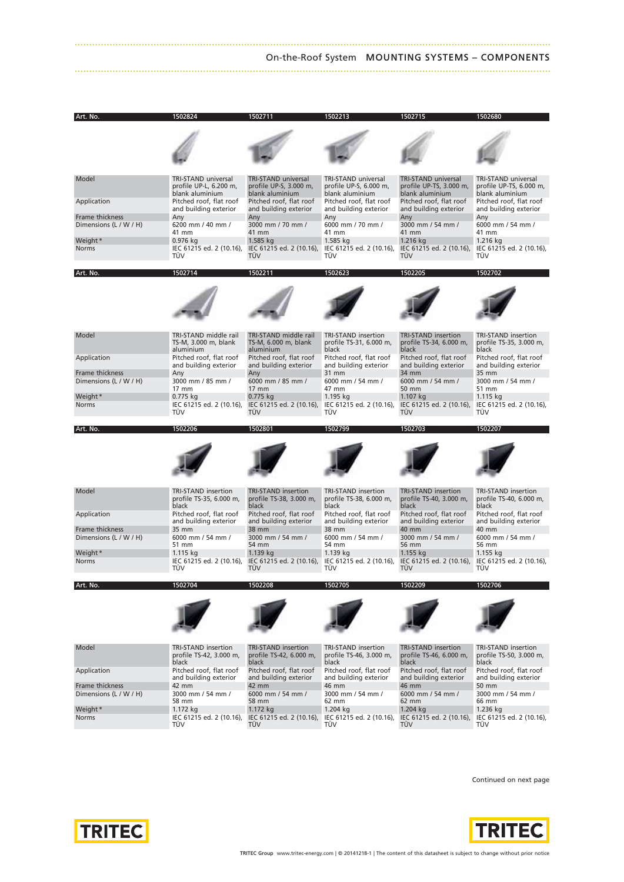# On-the-Roof System MOUNTING SYSTEMS – COMPONENTS

| Art. No. | 1502824 | 1502711 | 1502213 | 1502715 | 1502680 |
|---|---|---|---|---|---|
| Model | TRI-STAND universal profile UP-L, 6.200 m, blank aluminium | TRI-STAND universal profile UP-S, 3.000 m, blank aluminium | TRI-STAND universal profile UP-S, 6.000 m, blank aluminium | TRI-STAND universal profile UP-TS, 3.000 m, blank aluminium | TRI-STAND universal profile UP-TS, 6.000 m, blank aluminium |
| Application | Pitched roof, flat roof and building exterior | Pitched roof, flat roof and building exterior | Pitched roof, flat roof and building exterior | Pitched roof, flat roof and building exterior | Pitched roof, flat roof and building exterior |
| Frame thickness | Any | Any | Any | Any | Any |
| Dimensions (L / W / H) | 6200 mm / 40 mm / 41 mm | 3000 mm / 70 mm / 41 mm | 6000 mm / 70 mm / 41 mm | 3000 mm / 54 mm / 41 mm | 6000 mm / 54 mm / 41 mm |
| Weight* | 0.976 kg | 1.585 kg | 1.585 kg | 1.216 kg | 1.216 kg |
| Norms | IEC 61215 ed. 2 (10.16), TÜV | IEC 61215 ed. 2 (10.16), TÜV | IEC 61215 ed. 2 (10.16), TÜV | IEC 61215 ed. 2 (10.16), TÜV | IEC 61215 ed. 2 (10.16), TÜV |

| Art. No. | 1502714 | 1502211 | 1502623 | 1502205 | 1502702 |
|---|---|---|---|---|---|
| Model | TRI-STAND middle rail TS-M, 3.000 m, blank aluminium | TRI-STAND middle rail TS-M, 6.000 m, blank aluminium | TRI-STAND insertion profile TS-31, 6.000 m, black | TRI-STAND insertion profile TS-34, 6.000 m, black | TRI-STAND insertion profile TS-35, 3.000 m, black |
| Application | Pitched roof, flat roof and building exterior | Pitched roof, flat roof and building exterior | Pitched roof, flat roof and building exterior | Pitched roof, flat roof and building exterior | Pitched roof, flat roof and building exterior |
| Frame thickness | Any | Any | 31 mm | 34 mm | 35 mm |
| Dimensions (L / W / H) | 3000 mm / 85 mm / 17 mm | 6000 mm / 85 mm / 17 mm | 6000 mm / 54 mm / 47 mm | 6000 mm / 54 mm / 50 mm | 3000 mm / 54 mm / 51 mm |
| Weight* | 0.775 kg | 0.775 kg | 1.195 kg | 1.107 kg | 1.115 kg |
| Norms | IEC 61215 ed. 2 (10.16), TÜV | IEC 61215 ed. 2 (10.16), TÜV | IEC 61215 ed. 2 (10.16), TÜV | IEC 61215 ed. 2 (10.16), TÜV | IEC 61215 ed. 2 (10.16), TÜV |

| Art. No. | 1502206 | 1502801 | 1502799 | 1502703 | 1502207 |
|---|---|---|---|---|---|
| Model | TRI-STAND insertion profile TS-35, 6.000 m, black | TRI-STAND insertion profile TS-38, 3.000 m, black | TRI-STAND insertion profile TS-38, 6.000 m, black | TRI-STAND insertion profile TS-40, 3.000 m, black | TRI-STAND insertion profile TS-40, 6.000 m, black |
| Application | Pitched roof, flat roof and building exterior | Pitched roof, flat roof and building exterior | Pitched roof, flat roof and building exterior | Pitched roof, flat roof and building exterior | Pitched roof, flat roof and building exterior |
| Frame thickness | 35 mm | 38 mm | 38 mm | 40 mm | 40 mm |
| Dimensions (L / W / H) | 6000 mm / 54 mm / 51 mm | 3000 mm / 54 mm / 54 mm | 6000 mm / 54 mm / 54 mm | 3000 mm / 54 mm / 56 mm | 6000 mm / 54 mm / 56 mm |
| Weight* | 1.115 kg | 1.139 kg | 1.139 kg | 1.155 kg | 1.155 kg |
| Norms | IEC 61215 ed. 2 (10.16), TÜV | IEC 61215 ed. 2 (10.16), TÜV | IEC 61215 ed. 2 (10.16), TÜV | IEC 61215 ed. 2 (10.16), TÜV | IEC 61215 ed. 2 (10.16), TÜV |

| Art. No. | 1502704 | 1502208 | 1502705 | 1502209 | 1502706 |
|---|---|---|---|---|---|
| Model | TRI-STAND insertion profile TS-42, 3.000 m, black | TRI-STAND insertion profile TS-42, 6.000 m, black | TRI-STAND insertion profile TS-46, 3.000 m, black | TRI-STAND insertion profile TS-46, 6.000 m, black | TRI-STAND insertion profile TS-50, 3.000 m, black |
| Application | Pitched roof, flat roof and building exterior | Pitched roof, flat roof and building exterior | Pitched roof, flat roof and building exterior | Pitched roof, flat roof and building exterior | Pitched roof, flat roof and building exterior |
| Frame thickness | 42 mm | 42 mm | 46 mm | 46 mm | 50 mm |
| Dimensions (L / W / H) | 3000 mm / 54 mm / 58 mm | 6000 mm / 54 mm / 58 mm | 3000 mm / 54 mm / 62 mm | 6000 mm / 54 mm / 62 mm | 3000 mm / 54 mm / 66 mm |
| Weight* | 1.172 kg | 1.172 kg | 1.204 kg | 1.204 kg | 1.236 kg |
| Norms | IEC 61215 ed. 2 (10.16), TÜV | IEC 61215 ed. 2 (10.16), TÜV | IEC 61215 ed. 2 (10.16), TÜV | IEC 61215 ed. 2 (10.16), TÜV | IEC 61215 ed. 2 (10.16), TÜV |

Continued on next page

TRITEC Group www.tritec-energy.com | © 20141218-1 | The content of this datasheet is subject to change without prior notice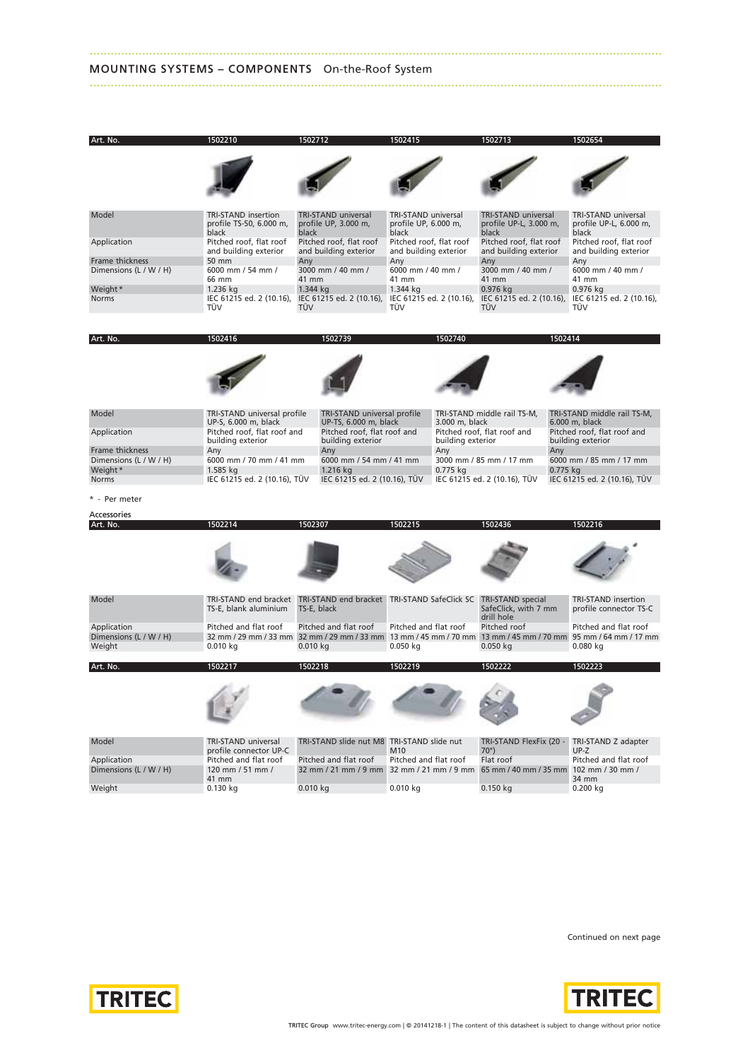## MOUNTING SYSTEMS – COMPONENTS On-the-Roof System

| Art. No. | 1502210 | 1502712 | 1502415 | 1502713 | 1502654 |
|---|---|---|---|---|---|
| Model | TRI-STAND insertion profile TS-50, 6.000 m, black | TRI-STAND universal profile UP, 3.000 m, black | TRI-STAND universal profile UP, 6.000 m, black | TRI-STAND universal profile UP-L, 3.000 m, black | TRI-STAND universal profile UP-L, 6.000 m, black |
| Application | Pitched roof, flat roof and building exterior | Pitched roof, flat roof and building exterior | Pitched roof, flat roof and building exterior | Pitched roof, flat roof and building exterior | Pitched roof, flat roof and building exterior |
| Frame thickness | 50 mm | Any | Any | Any | Any |
| Dimensions (L / W / H) | 6000 mm / 54 mm / 66 mm | 3000 mm / 40 mm / 41 mm | 6000 mm / 40 mm / 41 mm | 3000 mm / 40 mm / 41 mm | 6000 mm / 40 mm / 41 mm |
| Weight* | 1.236 kg | 1.344 kg | 1.344 kg | 0.976 kg | 0.976 kg |
| Norms | IEC 61215 ed. 2 (10.16), TÜV | IEC 61215 ed. 2 (10.16), TÜV | IEC 61215 ed. 2 (10.16), TÜV | IEC 61215 ed. 2 (10.16), TÜV | IEC 61215 ed. 2 (10.16), TÜV |

| Art. No. | 1502416 | 1502739 | 1502740 | 1502414 |
|---|---|---|---|---|
| Model | TRI-STAND universal profile UP-S, 6.000 m, black | TRI-STAND universal profile UP-TS, 6.000 m, black | TRI-STAND middle rail TS-M, 3.000 m, black | TRI-STAND middle rail TS-M, 6.000 m, black |
| Application | Pitched roof, flat roof and building exterior | Pitched roof, flat roof and building exterior | Pitched roof, flat roof and building exterior | Pitched roof, flat roof and building exterior |
| Frame thickness | Any | Any | Any | Any |
| Dimensions (L / W / H) | 6000 mm / 70 mm / 41 mm | 6000 mm / 54 mm / 41 mm | 3000 mm / 85 mm / 17 mm | 6000 mm / 85 mm / 17 mm |
| Weight* | 1.585 kg | 1.216 kg | 0.775 kg | 0.775 kg |
| Norms | IEC 61215 ed. 2 (10.16), TÜV | IEC 61215 ed. 2 (10.16), TÜV | IEC 61215 ed. 2 (10.16), TÜV | IEC 61215 ed. 2 (10.16), TÜV |

* - Per meter

Accessories

| Art. No. | 1502214 | 1502307 | 1502215 | 1502436 | 1502216 |
|---|---|---|---|---|---|
| Model | TRI-STAND end bracket TS-E, blank aluminium | TRI-STAND end bracket TS-E, black | TRI-STAND SafeClick SC | TRI-STAND special SafeClick, with 7 mm drill hole | TRI-STAND insertion profile connector TS-C |
| Application | Pitched and flat roof | Pitched and flat roof | Pitched and flat roof | Pitched roof | Pitched and flat roof |
| Dimensions (L / W / H) | 32 mm / 29 mm / 33 mm | 32 mm / 29 mm / 33 mm | 13 mm / 45 mm / 70 mm | 13 mm / 45 mm / 70 mm | 95 mm / 64 mm / 17 mm |
| Weight | 0.010 kg | 0.010 kg | 0.050 kg | 0.050 kg | 0.080 kg |

| Art. No. | 1502217 | 1502218 | 1502219 | 1502222 | 1502223 |
|---|---|---|---|---|---|
| Model | TRI-STAND universal profile connector UP-C | TRI-STAND slide nut M8 | TRI-STAND slide nut M10 | TRI-STAND FlexFix (20 - 70°) | TRI-STAND Z adapter UP-Z |
| Application | Pitched and flat roof | Pitched and flat roof | Pitched and flat roof | Flat roof | Pitched and flat roof |
| Dimensions (L / W / H) | 120 mm / 51 mm / 41 mm | 32 mm / 21 mm / 9 mm | 32 mm / 21 mm / 9 mm | 65 mm / 40 mm / 35 mm | 102 mm / 30 mm / 34 mm |
| Weight | 0.130 kg | 0.010 kg | 0.010 kg | 0.150 kg | 0.200 kg |

Continued on next page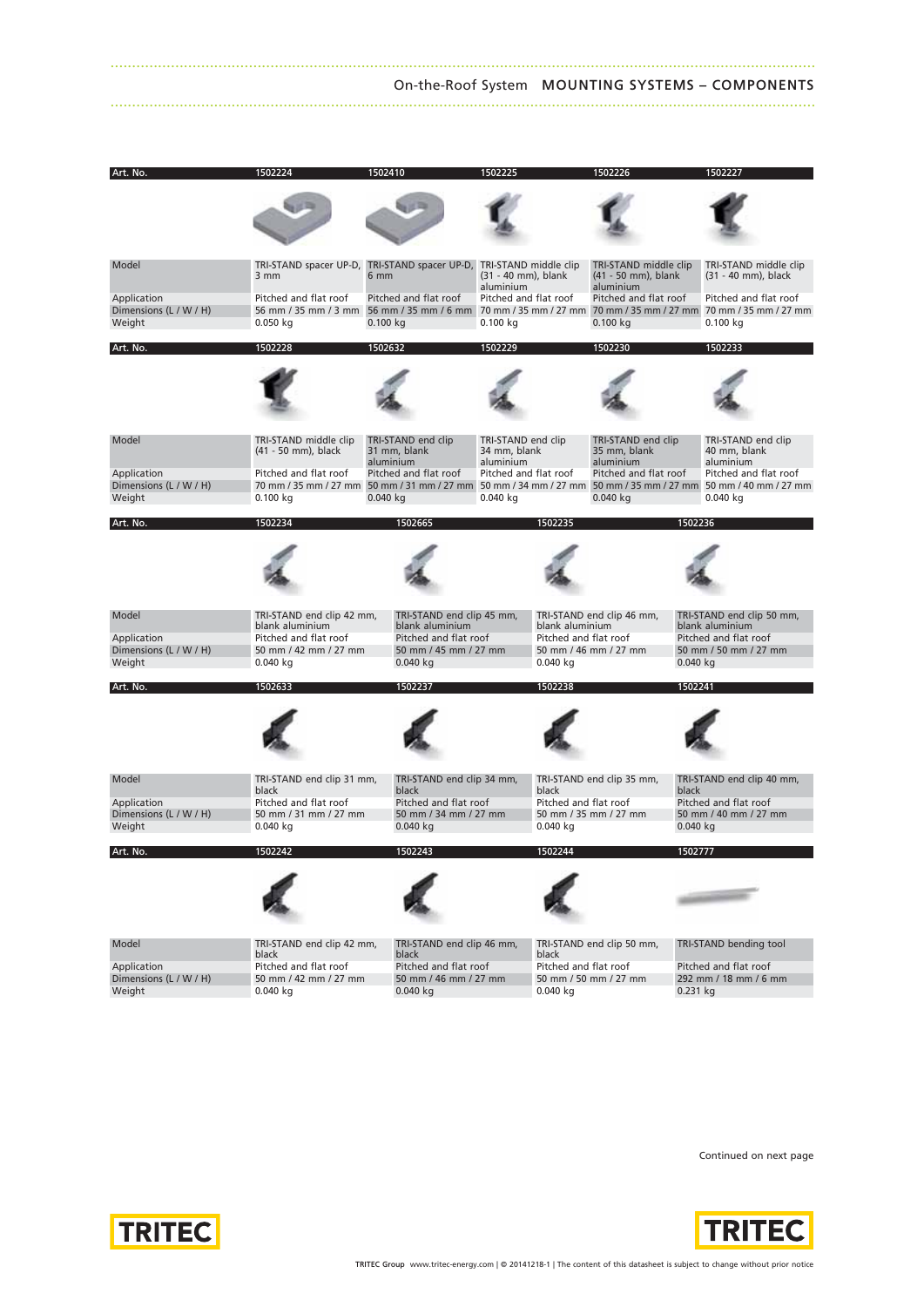| Art. No. | 1502224 | 1502410 | 1502225 | 1502226 | 1502227 |
|---|---|---|---|---|---|
| Model | TRI-STAND spacer UP-D, 3 mm | TRI-STAND spacer UP-D, 6 mm | TRI-STAND middle clip (31 - 40 mm), blank aluminium | TRI-STAND middle clip (41 - 50 mm), blank aluminium | TRI-STAND middle clip (31 - 40 mm), black |
| Application | Pitched and flat roof | Pitched and flat roof | Pitched and flat roof | Pitched and flat roof | Pitched and flat roof |
| Dimensions (L / W / H) | 56 mm / 35 mm / 3 mm | 56 mm / 35 mm / 6 mm | 70 mm / 35 mm / 27 mm | 70 mm / 35 mm / 27 mm | 70 mm / 35 mm / 27 mm |
| Weight | 0.050 kg | 0.100 kg | 0.100 kg | 0.100 kg | 0.100 kg |

| Art. No. | 1502228 | 1502632 | 1502229 | 1502230 | 1502233 |
|---|---|---|---|---|---|
| Model | TRI-STAND middle clip (41 - 50 mm), black | TRI-STAND end clip 31 mm, blank aluminium | TRI-STAND end clip 34 mm, blank aluminium | TRI-STAND end clip 35 mm, blank aluminium | TRI-STAND end clip 40 mm, blank aluminium |
| Application | Pitched and flat roof | Pitched and flat roof | Pitched and flat roof | Pitched and flat roof | Pitched and flat roof |
| Dimensions (L / W / H) | 70 mm / 35 mm / 27 mm | 50 mm / 31 mm / 27 mm | 50 mm / 34 mm / 27 mm | 50 mm / 35 mm / 27 mm | 50 mm / 40 mm / 27 mm |
| Weight | 0.100 kg | 0.040 kg | 0.040 kg | 0.040 kg | 0.040 kg |

| Art. No. | 1502234 | 1502665 | 1502235 | 1502236 |
|---|---|---|---|---|
| Model | TRI-STAND end clip 42 mm, blank aluminium | TRI-STAND end clip 45 mm, blank aluminium | TRI-STAND end clip 46 mm, blank aluminium | TRI-STAND end clip 50 mm, blank aluminium |
| Application | Pitched and flat roof | Pitched and flat roof | Pitched and flat roof | Pitched and flat roof |
| Dimensions (L / W / H) | 50 mm / 42 mm / 27 mm | 50 mm / 45 mm / 27 mm | 50 mm / 46 mm / 27 mm | 50 mm / 50 mm / 27 mm |
| Weight | 0.040 kg | 0.040 kg | 0.040 kg | 0.040 kg |

| Art. No. | 1502633 | 1502237 | 1502238 | 1502241 |
|---|---|---|---|---|
| Model | TRI-STAND end clip 31 mm, black | TRI-STAND end clip 34 mm, black | TRI-STAND end clip 35 mm, black | TRI-STAND end clip 40 mm, black |
| Application | Pitched and flat roof | Pitched and flat roof | Pitched and flat roof | Pitched and flat roof |
| Dimensions (L / W / H) | 50 mm / 31 mm / 27 mm | 50 mm / 34 mm / 27 mm | 50 mm / 35 mm / 27 mm | 50 mm / 40 mm / 27 mm |
| Weight | 0.040 kg | 0.040 kg | 0.040 kg | 0.040 kg |

| Art. No. | 1502242 | 1502243 | 1502244 | 1502777 |
|---|---|---|---|---|
| Model | TRI-STAND end clip 42 mm, black | TRI-STAND end clip 46 mm, black | TRI-STAND end clip 50 mm, black | TRI-STAND bending tool |
| Application | Pitched and flat roof | Pitched and flat roof | Pitched and flat roof | Pitched and flat roof |
| Dimensions (L / W / H) | 50 mm / 42 mm / 27 mm | 50 mm / 46 mm / 27 mm | 50 mm / 50 mm / 27 mm | 292 mm / 18 mm / 6 mm |
| Weight | 0.040 kg | 0.040 kg | 0.040 kg | 0.231 kg |

Continued on next page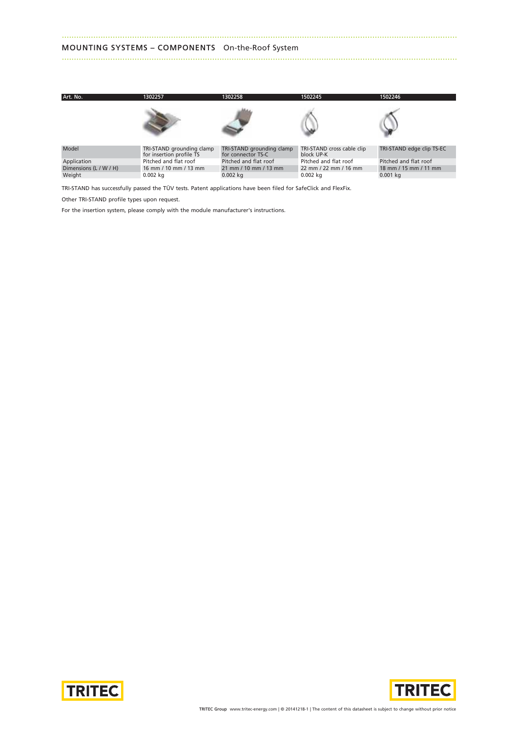## MOUNTING SYSTEMS – COMPONENTS On-the-Roof System

| Art. No. | 1302257 | 1302258 | 1502245 | 1502246 |
|---|---|---|---|---|
| Model | TRI-STAND grounding clamp for insertion profile TS | TRI-STAND grounding clamp for connector TS-C | TRI-STAND cross cable clip block UP-K | TRI-STAND edge clip TS-EC |
| Application | Pitched and flat roof | Pitched and flat roof | Pitched and flat roof | Pitched and flat roof |
| Dimensions (L / W / H) | 16 mm / 10 mm / 13 mm | 21 mm / 10 mm / 13 mm | 22 mm / 22 mm / 16 mm | 18 mm / 15 mm / 11 mm |
| Weight | 0.002 kg | 0.002 kg | 0.002 kg | 0.001 kg |

TRI-STAND has successfully passed the TÜV tests. Patent applications have been filed for SafeClick and FlexFix.

Other TRI-STAND profile types upon request.

For the insertion system, please comply with the module manufacturer's instructions.

TRITEC

TRITEC

**TRITEC Group** www.tritec-energy.com | © 20141218-1 | The content of this datasheet is subject to change without prior notice